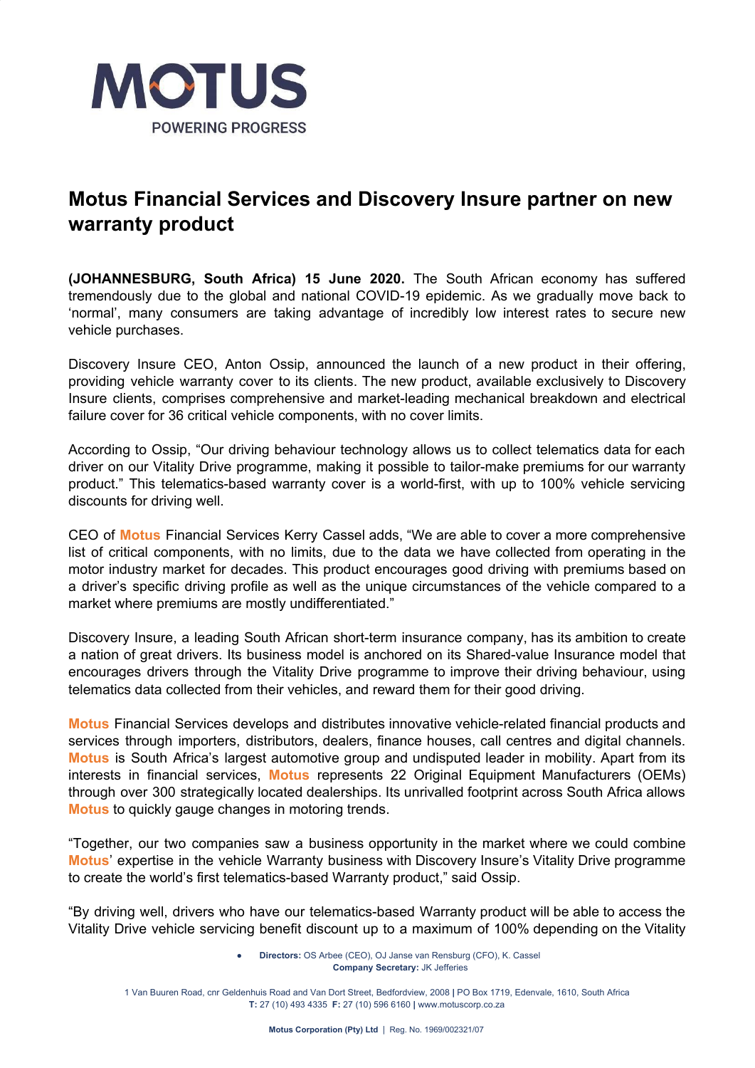MOTUS

POWERING PROGRESS

# Motus Financial Services and Discovery Insure partner on new warranty product

**(JOHANNESBURG, South Africa) 15 June 2020.** The South African economy has suffered tremendously due to the global and national COVID-19 epidemic. As we gradually move back to 'normal', many consumers are taking advantage of incredibly low interest rates to secure new vehicle purchases.

Discovery Insure CEO, Anton Ossip, announced the launch of a new product in their offering, providing vehicle warranty cover to its clients. The new product, available exclusively to Discovery Insure clients, comprises comprehensive and market-leading mechanical breakdown and electrical failure cover for 36 critical vehicle components, with no cover limits.

According to Ossip, "Our driving behaviour technology allows us to collect telematics data for each driver on our Vitality Drive programme, making it possible to tailor-make premiums for our warranty product." This telematics-based warranty cover is a world-first, with up to 100% vehicle servicing discounts for driving well.

CEO of **Motus** Financial Services Kerry Cassel adds, "We are able to cover a more comprehensive list of critical components, with no limits, due to the data we have collected from operating in the motor industry market for decades. This product encourages good driving with premiums based on a driver's specific driving profile as well as the unique circumstances of the vehicle compared to a market where premiums are mostly undifferentiated."

Discovery Insure, a leading South African short-term insurance company, has its ambition to create a nation of great drivers. Its business model is anchored on its Shared-value Insurance model that encourages drivers through the Vitality Drive programme to improve their driving behaviour, using telematics data collected from their vehicles, and reward them for their good driving.

**Motus** Financial Services develops and distributes innovative vehicle-related financial products and services through importers, distributors, dealers, finance houses, call centres and digital channels. **Motus** is South Africa's largest automotive group and undisputed leader in mobility. Apart from its interests in financial services, **Motus** represents 22 Original Equipment Manufacturers (OEMs) through over 300 strategically located dealerships. Its unrivalled footprint across South Africa allows **Motus** to quickly gauge changes in motoring trends.

"Together, our two companies saw a business opportunity in the market where we could combine **Motus**' expertise in the vehicle Warranty business with Discovery Insure's Vitality Drive programme to create the world's first telematics-based Warranty product," said Ossip.

"By driving well, drivers who have our telematics-based Warranty product will be able to access the Vitality Drive vehicle servicing benefit discount up to a maximum of 100% depending on the Vitality

- **Directors:** OS Arbee (CEO), OJ Janse van Rensburg (CFO), K. Cassel
**Company Secretary:** JK Jefferies

1 Van Buuren Road, cnr Geldenhuis Road and Van Dort Street, Bedfordview, 2008 | PO Box 1719, Edenvale, 1610, South Africa
**T:** 27 (10) 493 4335 **F:** 27 (10) 596 6160 | www.motuscorp.co.za

**Motus Corporation (Pty) Ltd** | Reg. No. 1969/002321/07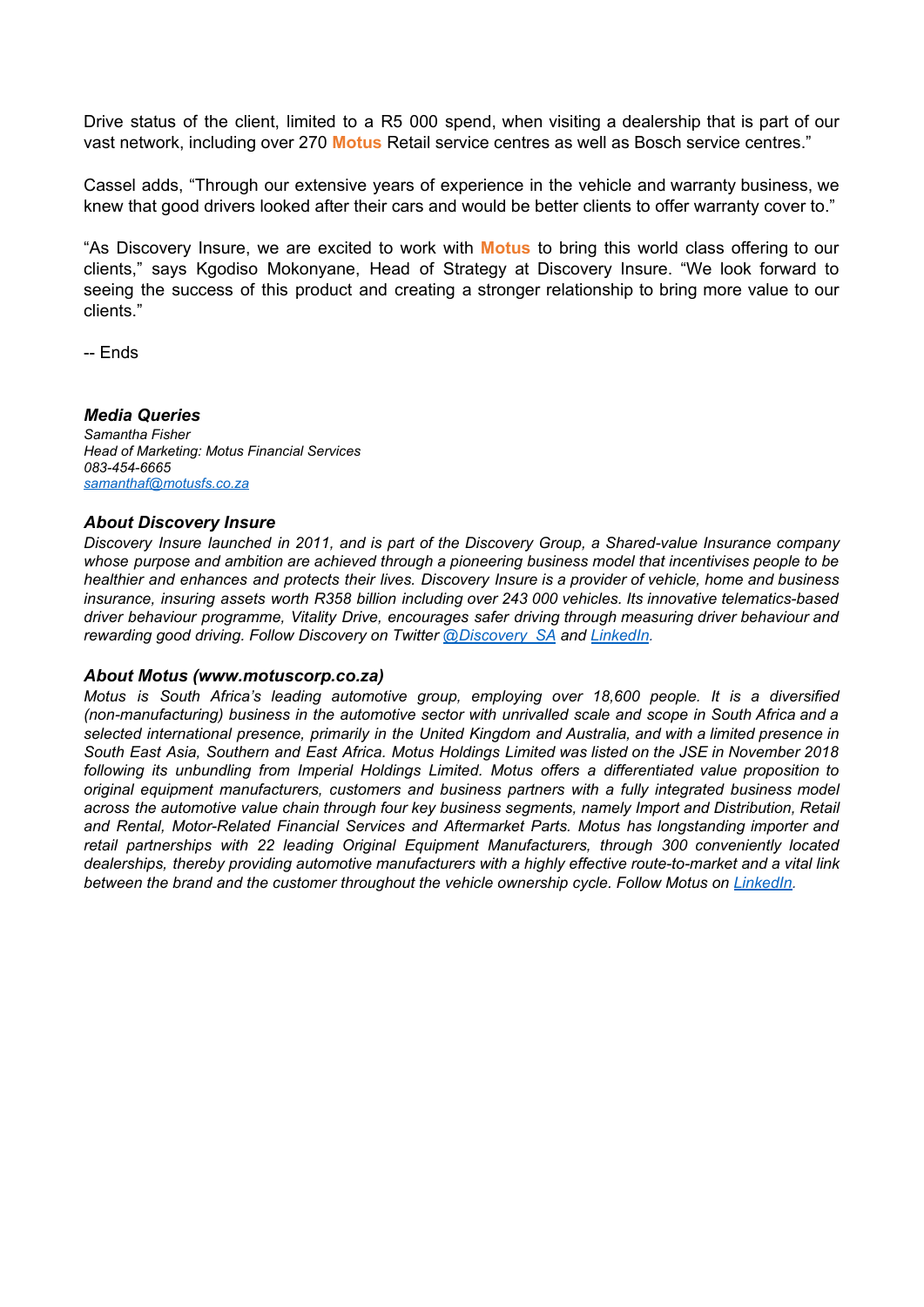Drive status of the client, limited to a R5 000 spend, when visiting a dealership that is part of our vast network, including over 270 **Motus** Retail service centres as well as Bosch service centres."

Cassel adds, "Through our extensive years of experience in the vehicle and warranty business, we knew that good drivers looked after their cars and would be better clients to offer warranty cover to."

"As Discovery Insure, we are excited to work with **Motus** to bring this world class offering to our clients," says Kgodiso Mokonyane, Head of Strategy at Discovery Insure. "We look forward to seeing the success of this product and creating a stronger relationship to bring more value to our clients."

-- Ends

***Media Queries***
*Samantha Fisher*
*Head of Marketing: Motus Financial Services*
*083-454-6665*
*samanthaf@motusfs.co.za*

***About Discovery Insure***
*Discovery Insure launched in 2011, and is part of the Discovery Group, a Shared-value Insurance company whose purpose and ambition are achieved through a pioneering business model that incentivises people to be healthier and enhances and protects their lives. Discovery Insure is a provider of vehicle, home and business insurance, insuring assets worth R358 billion including over 243 000 vehicles. Its innovative telematics-based driver behaviour programme, Vitality Drive, encourages safer driving through measuring driver behaviour and rewarding good driving. Follow Discovery on Twitter @Discovery_SA and LinkedIn.*

***About Motus (www.motuscorp.co.za)***
*Motus is South Africa's leading automotive group, employing over 18,600 people. It is a diversified (non-manufacturing) business in the automotive sector with unrivalled scale and scope in South Africa and a selected international presence, primarily in the United Kingdom and Australia, and with a limited presence in South East Asia, Southern and East Africa. Motus Holdings Limited was listed on the JSE in November 2018 following its unbundling from Imperial Holdings Limited. Motus offers a differentiated value proposition to original equipment manufacturers, customers and business partners with a fully integrated business model across the automotive value chain through four key business segments, namely Import and Distribution, Retail and Rental, Motor-Related Financial Services and Aftermarket Parts. Motus has longstanding importer and retail partnerships with 22 leading Original Equipment Manufacturers, through 300 conveniently located dealerships, thereby providing automotive manufacturers with a highly effective route-to-market and a vital link between the brand and the customer throughout the vehicle ownership cycle. Follow Motus on LinkedIn.*